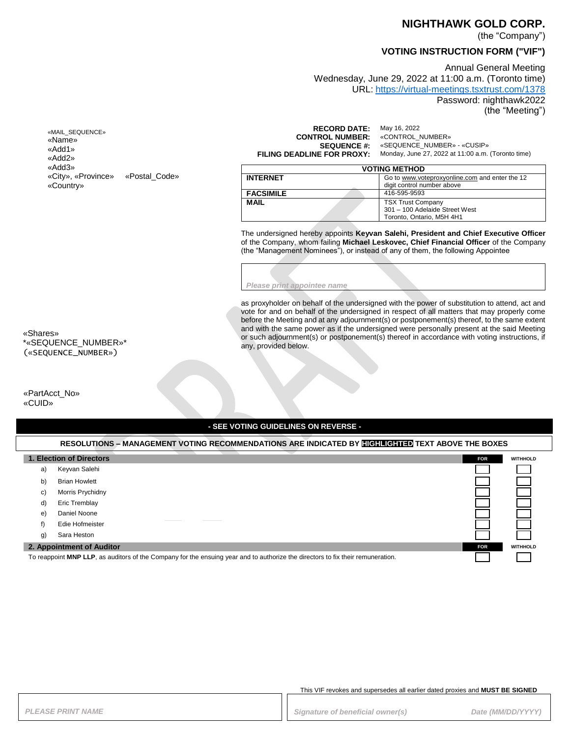# NIGHTHAWK GOLD CORP.

(the "Company")

## VOTING INSTRUCTION FORM ("VIF")

Annual General Meeting
Wednesday, June 29, 2022 at 11:00 a.m. (Toronto time)
URL: https://virtual-meetings.tsxtrust.com/1378
Password: nighthawk2022
(the "Meeting")

«MAIL_SEQUENCE»
«Name»
«Add1»
«Add2»
«Add3»
«City», «Province» «Postal_Code»
«Country»

**RECORD DATE:** May 16, 2022
**CONTROL NUMBER:** «CONTROL_NUMBER»
**SEQUENCE #:** «SEQUENCE_NUMBER» - «CUSIP»
**FILING DEADLINE FOR PROXY:** Monday, June 27, 2022 at 11:00 a.m. (Toronto time)

| VOTING METHOD | |
|---|---|
| **INTERNET** | Go to www.voteproxyonline.com and enter the 12 digit control number above |
| **FACSIMILE** | 416-595-9593 |
| **MAIL** | TSX Trust Company<br>301 – 100 Adelaide Street West<br>Toronto, Ontario, M5H 4H1 |

The undersigned hereby appoints **Keyvan Salehi, President and Chief Executive Officer** of the Company, whom failing **Michael Leskovec, Chief Financial Officer** of the Company (the "Management Nominees"), or instead of any of them, the following Appointee

*Please print appointee name*

as proxyholder on behalf of the undersigned with the power of substitution to attend, act and vote for and on behalf of the undersigned in respect of all matters that may properly come before the Meeting and at any adjournment(s) or postponement(s) thereof, to the same extent and with the same power as if the undersigned were personally present at the said Meeting or such adjournment(s) or postponement(s) thereof in accordance with voting instructions, if any, provided below.

«Shares»
*«SEQUENCE_NUMBER»*
(«SEQUENCE_NUMBER»)

«PartAcct_No»
«CUID»

**- SEE VOTING GUIDELINES ON REVERSE -**

**RESOLUTIONS – MANAGEMENT VOTING RECOMMENDATIONS ARE INDICATED BY HIGHLIGHTED TEXT ABOVE THE BOXES**

| **1. Election of Directors** | **FOR** | **WITHHOLD** |
|---|---|---|
| a) Keyvan Salehi | ☐ | ☐ |
| b) Brian Howlett | ☐ | ☐ |
| c) Morris Prychidny | ☐ | ☐ |
| d) Eric Tremblay | ☐ | ☐ |
| e) Daniel Noone | ☐ | ☐ |
| f) Edie Hofmeister | ☐ | ☐ |
| g) Sara Heston | ☐ | ☐ |

| **2. Appointment of Auditor** | **FOR** | **WITHHOLD** |
|---|---|---|
| To reappoint **MNP LLP**, as auditors of the Company for the ensuing year and to authorize the directors to fix their remuneration. | ☐ | ☐ |

This VIF revokes and supersedes all earlier dated proxies and **MUST BE SIGNED**

| *PLEASE PRINT NAME* | *Signature of beneficial owner(s)* | *Date (MM/DD/YYYY)* |
|---|---|---|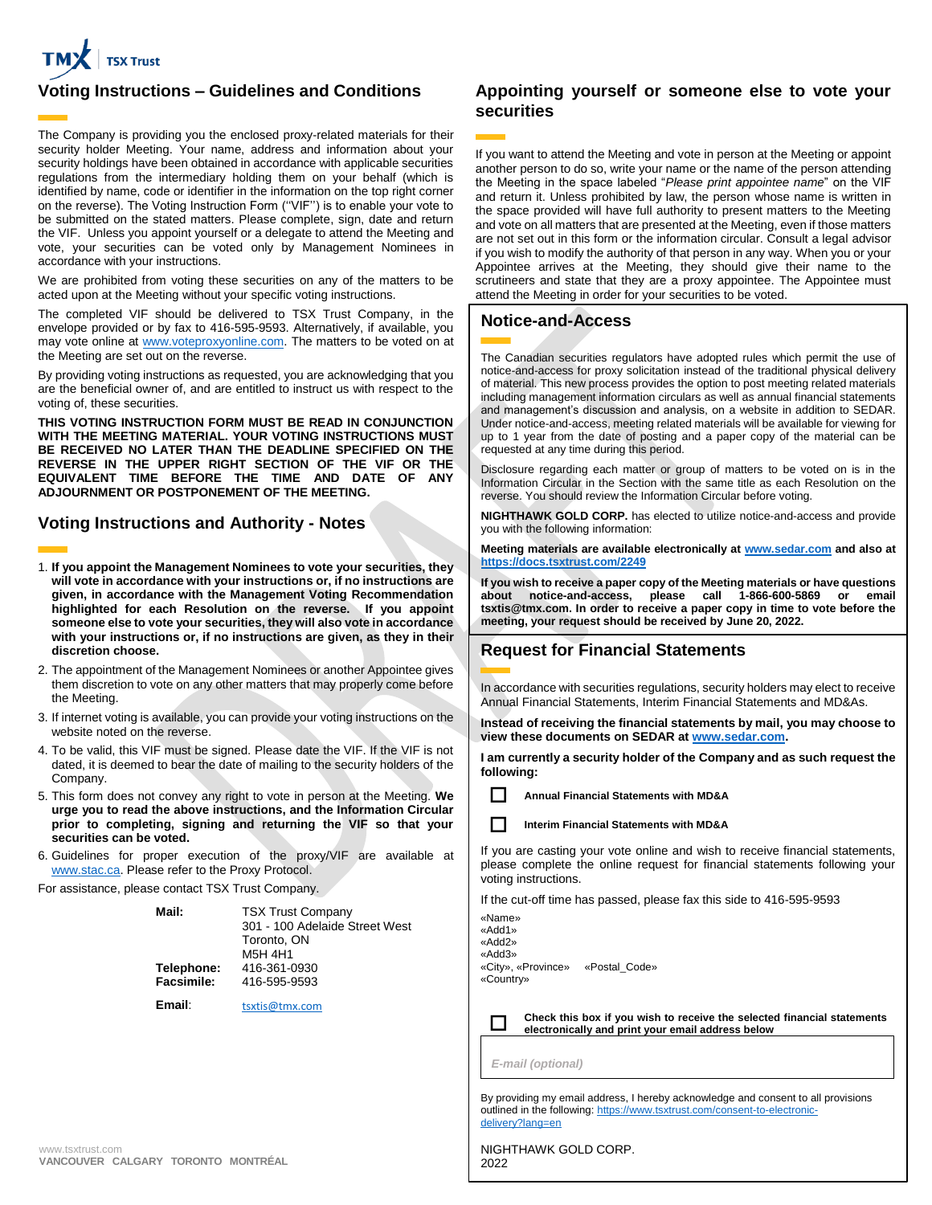TMX | TSX Trust

## Voting Instructions – Guidelines and Conditions

The Company is providing you the enclosed proxy-related materials for their security holder Meeting. Your name, address and information about your security holdings have been obtained in accordance with applicable securities regulations from the intermediary holding them on your behalf (which is identified by name, code or identifier in the information on the top right corner on the reverse). The Voting Instruction Form (''VIF'') is to enable your vote to be submitted on the stated matters. Please complete, sign, date and return the VIF. Unless you appoint yourself or a delegate to attend the Meeting and vote, your securities can be voted only by Management Nominees in accordance with your instructions.

We are prohibited from voting these securities on any of the matters to be acted upon at the Meeting without your specific voting instructions.

The completed VIF should be delivered to TSX Trust Company, in the envelope provided or by fax to 416-595-9593. Alternatively, if available, you may vote online at www.voteproxyonline.com. The matters to be voted on at the Meeting are set out on the reverse.

By providing voting instructions as requested, you are acknowledging that you are the beneficial owner of, and are entitled to instruct us with respect to the voting of, these securities.

**THIS VOTING INSTRUCTION FORM MUST BE READ IN CONJUNCTION WITH THE MEETING MATERIAL. YOUR VOTING INSTRUCTIONS MUST BE RECEIVED NO LATER THAN THE DEADLINE SPECIFIED ON THE REVERSE IN THE UPPER RIGHT SECTION OF THE VIF OR THE EQUIVALENT TIME BEFORE THE TIME AND DATE OF ANY ADJOURNMENT OR POSTPONEMENT OF THE MEETING.**

## Voting Instructions and Authority - Notes

1. **If you appoint the Management Nominees to vote your securities, they will vote in accordance with your instructions or, if no instructions are given, in accordance with the Management Voting Recommendation highlighted for each Resolution on the reverse. If you appoint someone else to vote your securities, they will also vote in accordance with your instructions or, if no instructions are given, as they in their discretion choose.**
2. The appointment of the Management Nominees or another Appointee gives them discretion to vote on any other matters that may properly come before the Meeting.
3. If internet voting is available, you can provide your voting instructions on the website noted on the reverse.
4. To be valid, this VIF must be signed. Please date the VIF. If the VIF is not dated, it is deemed to bear the date of mailing to the security holders of the Company.
5. This form does not convey any right to vote in person at the Meeting. **We urge you to read the above instructions, and the Information Circular prior to completing, signing and returning the VIF so that your securities can be voted.**
6. Guidelines for proper execution of the proxy/VIF are available at www.stac.ca. Please refer to the Proxy Protocol.

For assistance, please contact TSX Trust Company.

**Mail:** TSX Trust Company
301 - 100 Adelaide Street West
Toronto, ON
M5H 4H1

**Telephone:** 416-361-0930
**Facsimile:** 416-595-9593

**Email:** tsxtis@tmx.com

www.tsxtrust.com
VANCOUVER CALGARY TORONTO MONTRÉAL

## Appointing yourself or someone else to vote your securities

If you want to attend the Meeting and vote in person at the Meeting or appoint another person to do so, write your name or the name of the person attending the Meeting in the space labeled "*Please print appointee name*" on the VIF and return it. Unless prohibited by law, the person whose name is written in the space provided will have full authority to present matters to the Meeting and vote on all matters that are presented at the Meeting, even if those matters are not set out in this form or the information circular. Consult a legal advisor if you wish to modify the authority of that person in any way. When you or your Appointee arrives at the Meeting, they should give their name to the scrutineers and state that they are a proxy appointee. The Appointee must attend the Meeting in order for your securities to be voted.

## Notice-and-Access

The Canadian securities regulators have adopted rules which permit the use of notice-and-access for proxy solicitation instead of the traditional physical delivery of material. This new process provides the option to post meeting related materials including management information circulars as well as annual financial statements and management's discussion and analysis, on a website in addition to SEDAR. Under notice-and-access, meeting related materials will be available for viewing for up to 1 year from the date of posting and a paper copy of the material can be requested at any time during this period.

Disclosure regarding each matter or group of matters to be voted on is in the Information Circular in the Section with the same title as each Resolution on the reverse. You should review the Information Circular before voting.

**NIGHTHAWK GOLD CORP.** has elected to utilize notice-and-access and provide you with the following information:

**Meeting materials are available electronically at www.sedar.com and also at https://docs.tsxtrust.com/2249**

**If you wish to receive a paper copy of the Meeting materials or have questions about notice-and-access, please call 1-866-600-5869 or email tsxtis@tmx.com. In order to receive a paper copy in time to vote before the meeting, your request should be received by June 20, 2022.**

## Request for Financial Statements

In accordance with securities regulations, security holders may elect to receive Annual Financial Statements, Interim Financial Statements and MD&As.

**Instead of receiving the financial statements by mail, you may choose to view these documents on SEDAR at www.sedar.com.**

**I am currently a security holder of the Company and as such request the following:**

☐ **Annual Financial Statements with MD&A**

☐ **Interim Financial Statements with MD&A**

If you are casting your vote online and wish to receive financial statements, please complete the online request for financial statements following your voting instructions.

If the cut-off time has passed, please fax this side to 416-595-9593

«Name»
«Add1»
«Add2»
«Add3»
«City», «Province» «Postal_Code»
«Country»

☐ **Check this box if you wish to receive the selected financial statements electronically and print your email address below**

*E-mail (optional)*

By providing my email address, I hereby acknowledge and consent to all provisions outlined in the following: https://www.tsxtrust.com/consent-to-electronic-delivery?lang=en

NIGHTHAWK GOLD CORP.
2022